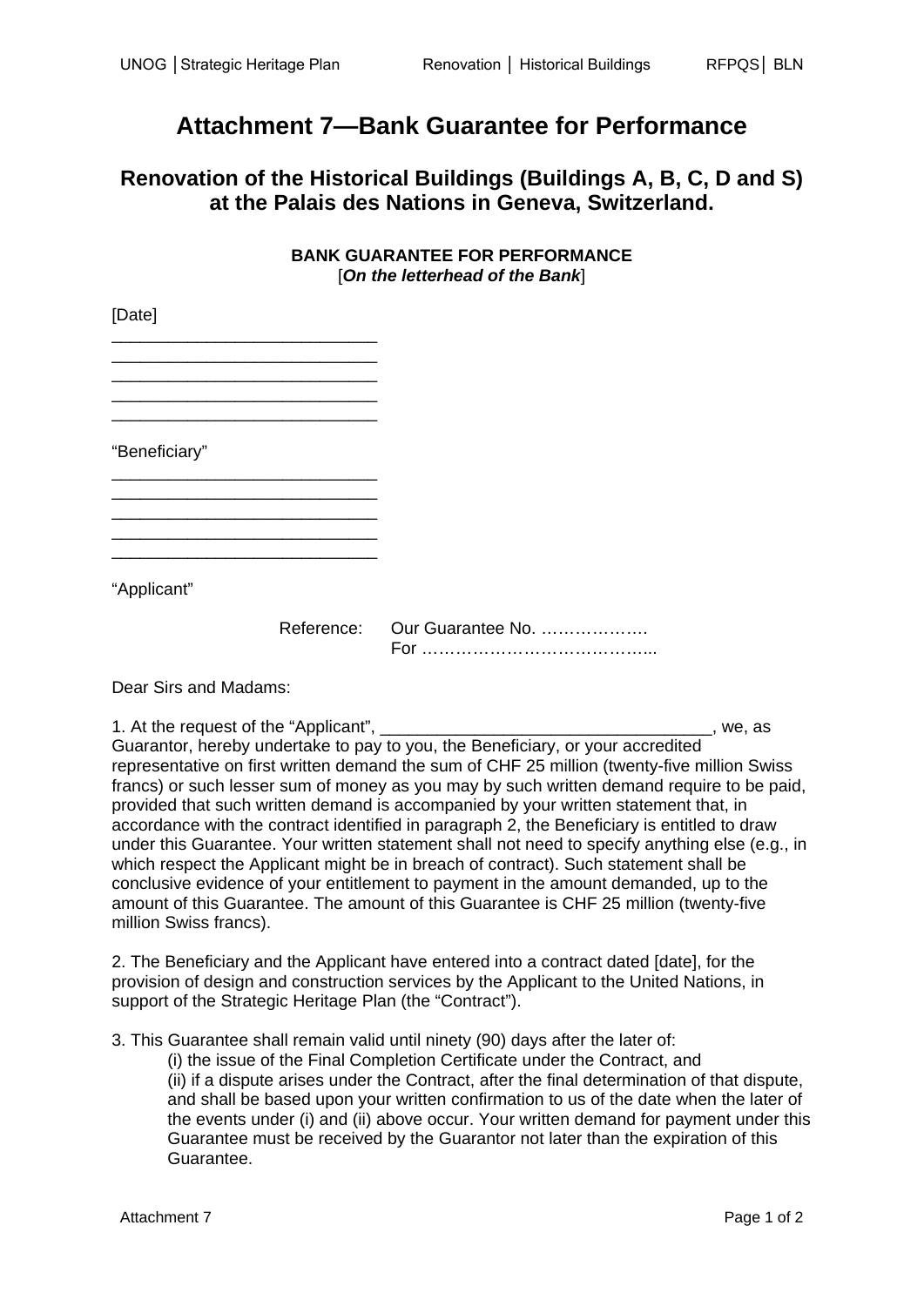# Attachment 7—Bank Guarantee for Performance

## Renovation of the Historical Buildings (Buildings A, B, C, D and S) at the Palais des Nations in Geneva, Switzerland.

**BANK GUARANTEE FOR PERFORMANCE**
[***On the letterhead of the Bank***]

[Date]

____________________________
____________________________
____________________________
____________________________
____________________________

"Beneficiary"

____________________________
____________________________
____________________________
____________________________
____________________________

"Applicant"

Reference: Our Guarantee No. ……………….
For …………………………………...

Dear Sirs and Madams:

1. At the request of the "Applicant", __________________________________, we, as Guarantor, hereby undertake to pay to you, the Beneficiary, or your accredited representative on first written demand the sum of CHF 25 million (twenty-five million Swiss francs) or such lesser sum of money as you may by such written demand require to be paid, provided that such written demand is accompanied by your written statement that, in accordance with the contract identified in paragraph 2, the Beneficiary is entitled to draw under this Guarantee. Your written statement shall not need to specify anything else (e.g., in which respect the Applicant might be in breach of contract). Such statement shall be conclusive evidence of your entitlement to payment in the amount demanded, up to the amount of this Guarantee. The amount of this Guarantee is CHF 25 million (twenty-five million Swiss francs).

2. The Beneficiary and the Applicant have entered into a contract dated [date], for the provision of design and construction services by the Applicant to the United Nations, in support of the Strategic Heritage Plan (the "Contract").

3. This Guarantee shall remain valid until ninety (90) days after the later of:
(i) the issue of the Final Completion Certificate under the Contract, and
(ii) if a dispute arises under the Contract, after the final determination of that dispute, and shall be based upon your written confirmation to us of the date when the later of the events under (i) and (ii) above occur. Your written demand for payment under this Guarantee must be received by the Guarantor not later than the expiration of this Guarantee.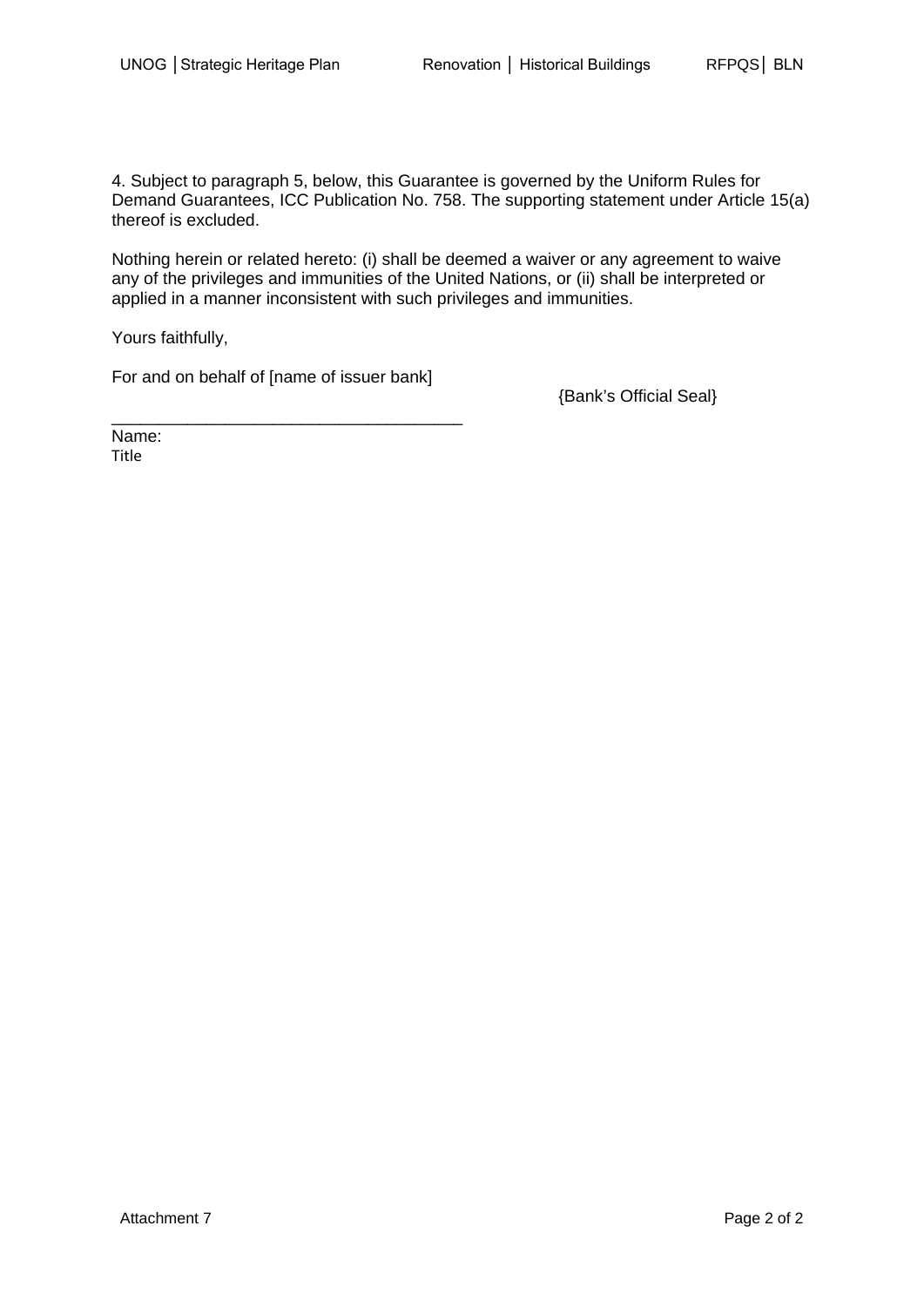4. Subject to paragraph 5, below, this Guarantee is governed by the Uniform Rules for Demand Guarantees, ICC Publication No. 758. The supporting statement under Article 15(a) thereof is excluded.

Nothing herein or related hereto: (i) shall be deemed a waiver or any agreement to waive any of the privileges and immunities of the United Nations, or (ii) shall be interpreted or applied in a manner inconsistent with such privileges and immunities.

Yours faithfully,

For and on behalf of [name of issuer bank]

{Bank's Official Seal}

_____________________________________

Name:

Title